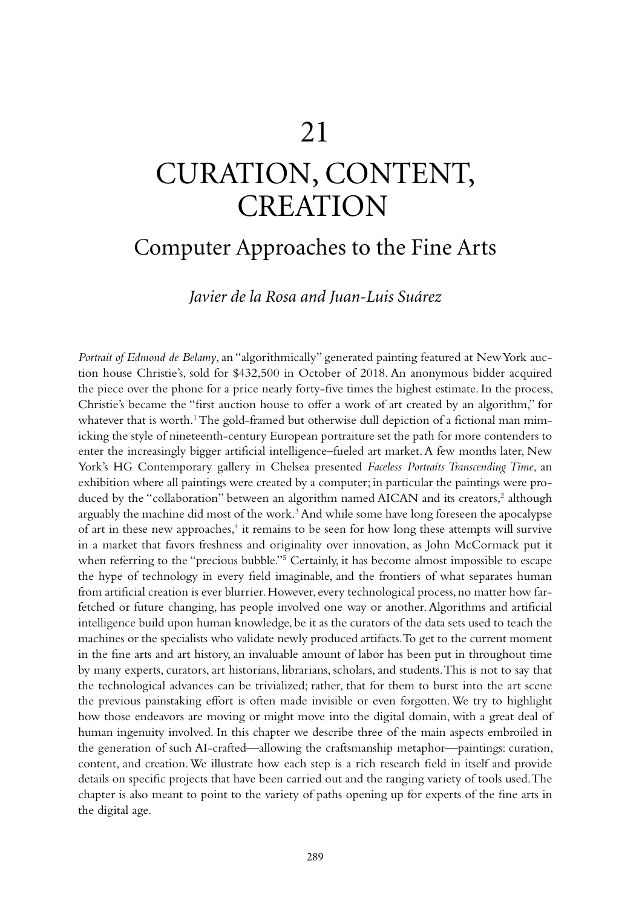# 21

# CURATION, CONTENT, CREATION

## Computer Approaches to the Fine Arts

*Javier de la Rosa and Juan-Luis Suárez*

*Portrait of Edmond de Belamy*, an "algorithmically" generated painting featured at New York auction house Christie's, sold for $432,500 in October of 2018. An anonymous bidder acquired the piece over the phone for a price nearly forty-five times the highest estimate. In the process, Christie's became the "first auction house to offer a work of art created by an algorithm," for whatever that is worth.[1] The gold-framed but otherwise dull depiction of a fictional man mimicking the style of nineteenth-century European portraiture set the path for more contenders to enter the increasingly bigger artificial intelligence–fueled art market. A few months later, New York's HG Contemporary gallery in Chelsea presented *Faceless Portraits Transcending Time*, an exhibition where all paintings were created by a computer; in particular the paintings were produced by the "collaboration" between an algorithm named AICAN and its creators,[2] although arguably the machine did most of the work.[3] And while some have long foreseen the apocalypse of art in these new approaches,[4] it remains to be seen for how long these attempts will survive in a market that favors freshness and originality over innovation, as John McCormack put it when referring to the "precious bubble."[5] Certainly, it has become almost impossible to escape the hype of technology in every field imaginable, and the frontiers of what separates human from artificial creation is ever blurrier. However, every technological process, no matter how far-fetched or future changing, has people involved one way or another. Algorithms and artificial intelligence build upon human knowledge, be it as the curators of the data sets used to teach the machines or the specialists who validate newly produced artifacts. To get to the current moment in the fine arts and art history, an invaluable amount of labor has been put in throughout time by many experts, curators, art historians, librarians, scholars, and students. This is not to say that the technological advances can be trivialized; rather, that for them to burst into the art scene the previous painstaking effort is often made invisible or even forgotten. We try to highlight how those endeavors are moving or might move into the digital domain, with a great deal of human ingenuity involved. In this chapter we describe three of the main aspects embroiled in the generation of such AI-crafted—allowing the craftsmanship metaphor—paintings: curation, content, and creation. We illustrate how each step is a rich research field in itself and provide details on specific projects that have been carried out and the ranging variety of tools used. The chapter is also meant to point to the variety of paths opening up for experts of the fine arts in the digital age.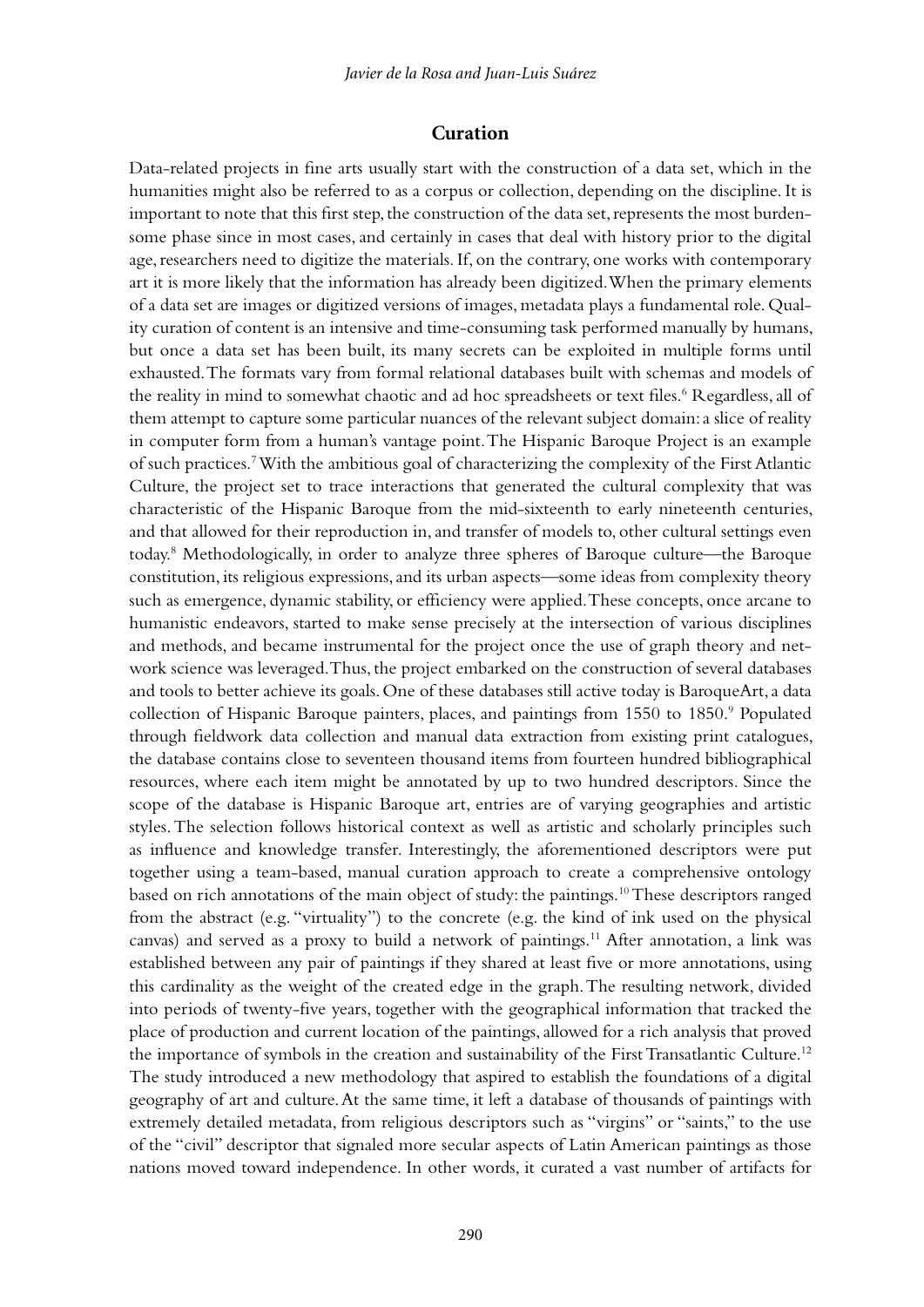## Curation

Data-related projects in fine arts usually start with the construction of a data set, which in the humanities might also be referred to as a corpus or collection, depending on the discipline. It is important to note that this first step, the construction of the data set, represents the most burdensome phase since in most cases, and certainly in cases that deal with history prior to the digital age, researchers need to digitize the materials. If, on the contrary, one works with contemporary art it is more likely that the information has already been digitized. When the primary elements of a data set are images or digitized versions of images, metadata plays a fundamental role. Quality curation of content is an intensive and time-consuming task performed manually by humans, but once a data set has been built, its many secrets can be exploited in multiple forms until exhausted. The formats vary from formal relational databases built with schemas and models of the reality in mind to somewhat chaotic and ad hoc spreadsheets or text files.[6] Regardless, all of them attempt to capture some particular nuances of the relevant subject domain: a slice of reality in computer form from a human's vantage point. The Hispanic Baroque Project is an example of such practices.[7] With the ambitious goal of characterizing the complexity of the First Atlantic Culture, the project set to trace interactions that generated the cultural complexity that was characteristic of the Hispanic Baroque from the mid-sixteenth to early nineteenth centuries, and that allowed for their reproduction in, and transfer of models to, other cultural settings even today.[8] Methodologically, in order to analyze three spheres of Baroque culture—the Baroque constitution, its religious expressions, and its urban aspects—some ideas from complexity theory such as emergence, dynamic stability, or efficiency were applied. These concepts, once arcane to humanistic endeavors, started to make sense precisely at the intersection of various disciplines and methods, and became instrumental for the project once the use of graph theory and network science was leveraged. Thus, the project embarked on the construction of several databases and tools to better achieve its goals. One of these databases still active today is BaroqueArt, a data collection of Hispanic Baroque painters, places, and paintings from 1550 to 1850.[9] Populated through fieldwork data collection and manual data extraction from existing print catalogues, the database contains close to seventeen thousand items from fourteen hundred bibliographical resources, where each item might be annotated by up to two hundred descriptors. Since the scope of the database is Hispanic Baroque art, entries are of varying geographies and artistic styles. The selection follows historical context as well as artistic and scholarly principles such as influence and knowledge transfer. Interestingly, the aforementioned descriptors were put together using a team-based, manual curation approach to create a comprehensive ontology based on rich annotations of the main object of study: the paintings.[10] These descriptors ranged from the abstract (e.g. "virtuality") to the concrete (e.g. the kind of ink used on the physical canvas) and served as a proxy to build a network of paintings.[11] After annotation, a link was established between any pair of paintings if they shared at least five or more annotations, using this cardinality as the weight of the created edge in the graph. The resulting network, divided into periods of twenty-five years, together with the geographical information that tracked the place of production and current location of the paintings, allowed for a rich analysis that proved the importance of symbols in the creation and sustainability of the First Transatlantic Culture.[12] The study introduced a new methodology that aspired to establish the foundations of a digital geography of art and culture. At the same time, it left a database of thousands of paintings with extremely detailed metadata, from religious descriptors such as "virgins" or "saints," to the use of the "civil" descriptor that signaled more secular aspects of Latin American paintings as those nations moved toward independence. In other words, it curated a vast number of artifacts for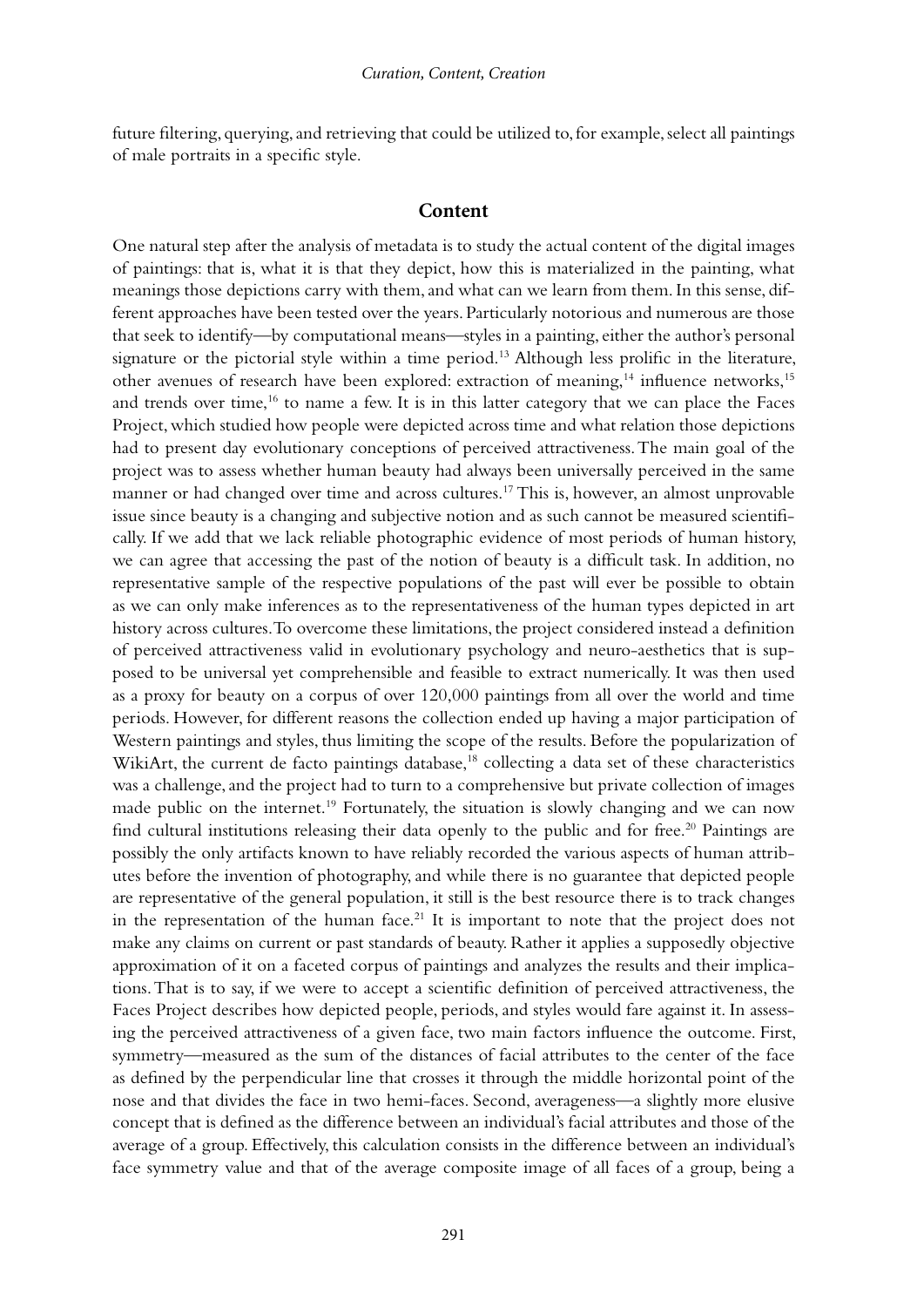future filtering, querying, and retrieving that could be utilized to, for example, select all paintings of male portraits in a specific style.

## Content

One natural step after the analysis of metadata is to study the actual content of the digital images of paintings: that is, what it is that they depict, how this is materialized in the painting, what meanings those depictions carry with them, and what can we learn from them. In this sense, different approaches have been tested over the years. Particularly notorious and numerous are those that seek to identify—by computational means—styles in a painting, either the author's personal signature or the pictorial style within a time period.[13] Although less prolific in the literature, other avenues of research have been explored: extraction of meaning,[14] influence networks,[15] and trends over time,[16] to name a few. It is in this latter category that we can place the Faces Project, which studied how people were depicted across time and what relation those depictions had to present day evolutionary conceptions of perceived attractiveness. The main goal of the project was to assess whether human beauty had always been universally perceived in the same manner or had changed over time and across cultures.[17] This is, however, an almost unprovable issue since beauty is a changing and subjective notion and as such cannot be measured scientifically. If we add that we lack reliable photographic evidence of most periods of human history, we can agree that accessing the past of the notion of beauty is a difficult task. In addition, no representative sample of the respective populations of the past will ever be possible to obtain as we can only make inferences as to the representativeness of the human types depicted in art history across cultures. To overcome these limitations, the project considered instead a definition of perceived attractiveness valid in evolutionary psychology and neuro-aesthetics that is supposed to be universal yet comprehensible and feasible to extract numerically. It was then used as a proxy for beauty on a corpus of over 120,000 paintings from all over the world and time periods. However, for different reasons the collection ended up having a major participation of Western paintings and styles, thus limiting the scope of the results. Before the popularization of WikiArt, the current de facto paintings database,[18] collecting a data set of these characteristics was a challenge, and the project had to turn to a comprehensive but private collection of images made public on the internet.[19] Fortunately, the situation is slowly changing and we can now find cultural institutions releasing their data openly to the public and for free.[20] Paintings are possibly the only artifacts known to have reliably recorded the various aspects of human attributes before the invention of photography, and while there is no guarantee that depicted people are representative of the general population, it still is the best resource there is to track changes in the representation of the human face.[21] It is important to note that the project does not make any claims on current or past standards of beauty. Rather it applies a supposedly objective approximation of it on a faceted corpus of paintings and analyzes the results and their implications. That is to say, if we were to accept a scientific definition of perceived attractiveness, the Faces Project describes how depicted people, periods, and styles would fare against it. In assessing the perceived attractiveness of a given face, two main factors influence the outcome. First, symmetry—measured as the sum of the distances of facial attributes to the center of the face as defined by the perpendicular line that crosses it through the middle horizontal point of the nose and that divides the face in two hemi-faces. Second, averageness—a slightly more elusive concept that is defined as the difference between an individual's facial attributes and those of the average of a group. Effectively, this calculation consists in the difference between an individual's face symmetry value and that of the average composite image of all faces of a group, being a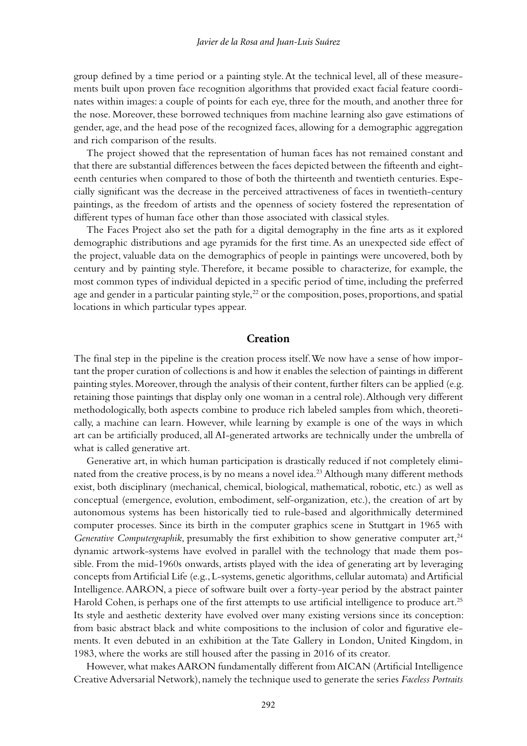group defined by a time period or a painting style. At the technical level, all of these measurements built upon proven face recognition algorithms that provided exact facial feature coordinates within images: a couple of points for each eye, three for the mouth, and another three for the nose. Moreover, these borrowed techniques from machine learning also gave estimations of gender, age, and the head pose of the recognized faces, allowing for a demographic aggregation and rich comparison of the results.

The project showed that the representation of human faces has not remained constant and that there are substantial differences between the faces depicted between the fifteenth and eighteenth centuries when compared to those of both the thirteenth and twentieth centuries. Especially significant was the decrease in the perceived attractiveness of faces in twentieth-century paintings, as the freedom of artists and the openness of society fostered the representation of different types of human face other than those associated with classical styles.

The Faces Project also set the path for a digital demography in the fine arts as it explored demographic distributions and age pyramids for the first time. As an unexpected side effect of the project, valuable data on the demographics of people in paintings were uncovered, both by century and by painting style. Therefore, it became possible to characterize, for example, the most common types of individual depicted in a specific period of time, including the preferred age and gender in a particular painting style,[22] or the composition, poses, proportions, and spatial locations in which particular types appear.

## Creation

The final step in the pipeline is the creation process itself. We now have a sense of how important the proper curation of collections is and how it enables the selection of paintings in different painting styles. Moreover, through the analysis of their content, further filters can be applied (e.g. retaining those paintings that display only one woman in a central role). Although very different methodologically, both aspects combine to produce rich labeled samples from which, theoretically, a machine can learn. However, while learning by example is one of the ways in which art can be artificially produced, all AI-generated artworks are technically under the umbrella of what is called generative art.

Generative art, in which human participation is drastically reduced if not completely eliminated from the creative process, is by no means a novel idea.[23] Although many different methods exist, both disciplinary (mechanical, chemical, biological, mathematical, robotic, etc.) as well as conceptual (emergence, evolution, embodiment, self-organization, etc.), the creation of art by autonomous systems has been historically tied to rule-based and algorithmically determined computer processes. Since its birth in the computer graphics scene in Stuttgart in 1965 with *Generative Computergraphik*, presumably the first exhibition to show generative computer art,[24] dynamic artwork-systems have evolved in parallel with the technology that made them possible. From the mid-1960s onwards, artists played with the idea of generating art by leveraging concepts from Artificial Life (e.g., L-systems, genetic algorithms, cellular automata) and Artificial Intelligence. AARON, a piece of software built over a forty-year period by the abstract painter Harold Cohen, is perhaps one of the first attempts to use artificial intelligence to produce art.[25] Its style and aesthetic dexterity have evolved over many existing versions since its conception: from basic abstract black and white compositions to the inclusion of color and figurative elements. It even debuted in an exhibition at the Tate Gallery in London, United Kingdom, in 1983, where the works are still housed after the passing in 2016 of its creator.

However, what makes AARON fundamentally different from AICAN (Artificial Intelligence Creative Adversarial Network), namely the technique used to generate the series *Faceless Portraits*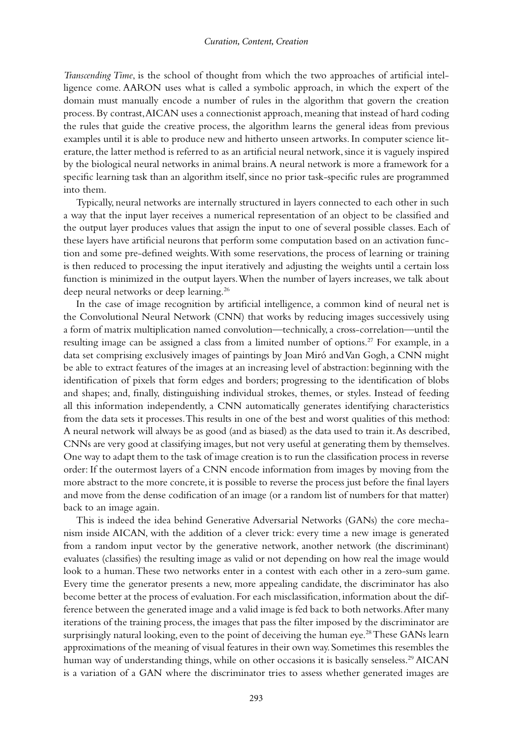*Transcending Time*, is the school of thought from which the two approaches of artificial intelligence come. AARON uses what is called a symbolic approach, in which the expert of the domain must manually encode a number of rules in the algorithm that govern the creation process. By contrast, AICAN uses a connectionist approach, meaning that instead of hard coding the rules that guide the creative process, the algorithm learns the general ideas from previous examples until it is able to produce new and hitherto unseen artworks. In computer science literature, the latter method is referred to as an artificial neural network, since it is vaguely inspired by the biological neural networks in animal brains. A neural network is more a framework for a specific learning task than an algorithm itself, since no prior task-specific rules are programmed into them.

Typically, neural networks are internally structured in layers connected to each other in such a way that the input layer receives a numerical representation of an object to be classified and the output layer produces values that assign the input to one of several possible classes. Each of these layers have artificial neurons that perform some computation based on an activation function and some pre-defined weights. With some reservations, the process of learning or training is then reduced to processing the input iteratively and adjusting the weights until a certain loss function is minimized in the output layers. When the number of layers increases, we talk about deep neural networks or deep learning.[26]

In the case of image recognition by artificial intelligence, a common kind of neural net is the Convolutional Neural Network (CNN) that works by reducing images successively using a form of matrix multiplication named convolution—technically, a cross-correlation—until the resulting image can be assigned a class from a limited number of options.[27] For example, in a data set comprising exclusively images of paintings by Joan Miró and Van Gogh, a CNN might be able to extract features of the images at an increasing level of abstraction: beginning with the identification of pixels that form edges and borders; progressing to the identification of blobs and shapes; and, finally, distinguishing individual strokes, themes, or styles. Instead of feeding all this information independently, a CNN automatically generates identifying characteristics from the data sets it processes. This results in one of the best and worst qualities of this method: A neural network will always be as good (and as biased) as the data used to train it. As described, CNNs are very good at classifying images, but not very useful at generating them by themselves. One way to adapt them to the task of image creation is to run the classification process in reverse order: If the outermost layers of a CNN encode information from images by moving from the more abstract to the more concrete, it is possible to reverse the process just before the final layers and move from the dense codification of an image (or a random list of numbers for that matter) back to an image again.

This is indeed the idea behind Generative Adversarial Networks (GANs) the core mechanism inside AICAN, with the addition of a clever trick: every time a new image is generated from a random input vector by the generative network, another network (the discriminant) evaluates (classifies) the resulting image as valid or not depending on how real the image would look to a human. These two networks enter in a contest with each other in a zero-sum game. Every time the generator presents a new, more appealing candidate, the discriminator has also become better at the process of evaluation. For each misclassification, information about the difference between the generated image and a valid image is fed back to both networks. After many iterations of the training process, the images that pass the filter imposed by the discriminator are surprisingly natural looking, even to the point of deceiving the human eye.[28] These GANs learn approximations of the meaning of visual features in their own way. Sometimes this resembles the human way of understanding things, while on other occasions it is basically senseless.[29] AICAN is a variation of a GAN where the discriminator tries to assess whether generated images are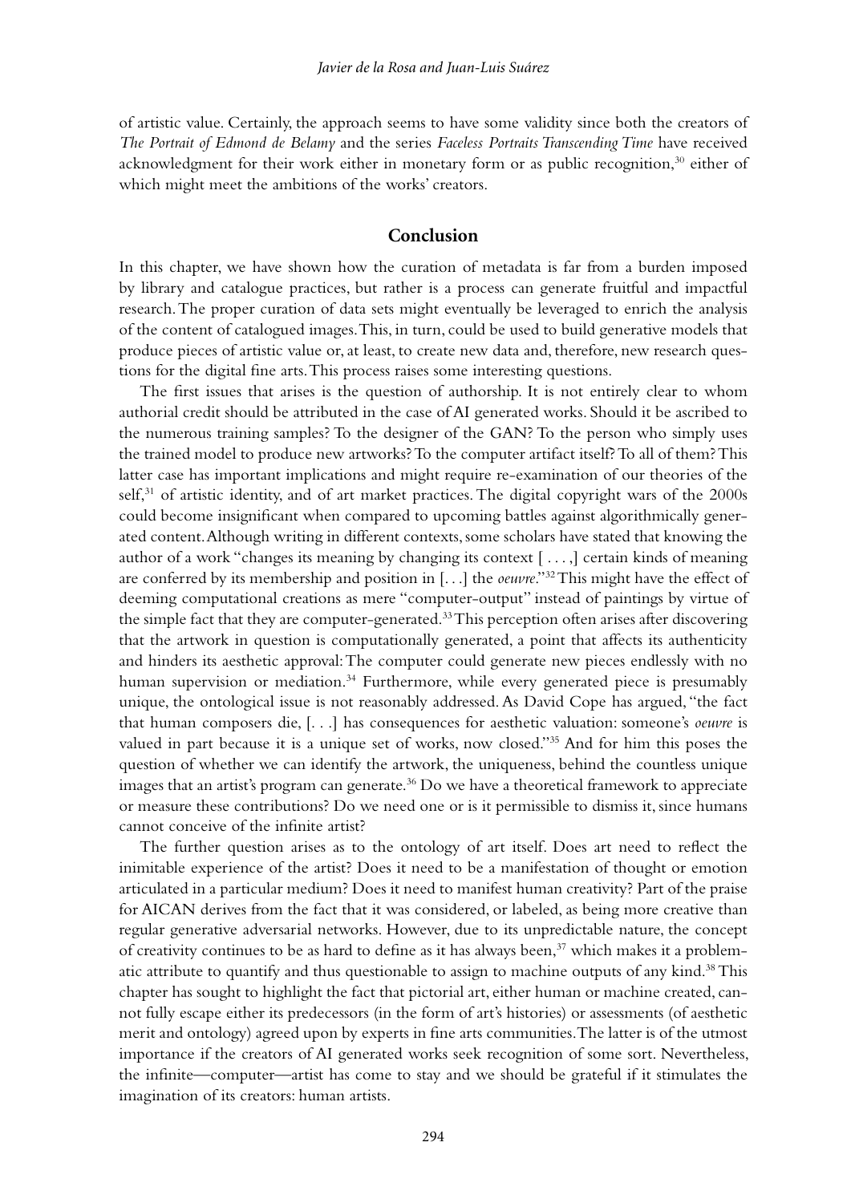of artistic value. Certainly, the approach seems to have some validity since both the creators of *The Portrait of Edmond de Belamy* and the series *Faceless Portraits Transcending Time* have received acknowledgment for their work either in monetary form or as public recognition,[30] either of which might meet the ambitions of the works' creators.

## Conclusion

In this chapter, we have shown how the curation of metadata is far from a burden imposed by library and catalogue practices, but rather is a process can generate fruitful and impactful research. The proper curation of data sets might eventually be leveraged to enrich the analysis of the content of catalogued images. This, in turn, could be used to build generative models that produce pieces of artistic value or, at least, to create new data and, therefore, new research questions for the digital fine arts. This process raises some interesting questions.

The first issues that arises is the question of authorship. It is not entirely clear to whom authorial credit should be attributed in the case of AI generated works. Should it be ascribed to the numerous training samples? To the designer of the GAN? To the person who simply uses the trained model to produce new artworks? To the computer artifact itself? To all of them? This latter case has important implications and might require re-examination of our theories of the self,[31] of artistic identity, and of art market practices. The digital copyright wars of the 2000s could become insignificant when compared to upcoming battles against algorithmically generated content. Although writing in different contexts, some scholars have stated that knowing the author of a work "changes its meaning by changing its context [ . . . ,] certain kinds of meaning are conferred by its membership and position in [. . .] the *oeuvre*."[32] This might have the effect of deeming computational creations as mere "computer-output" instead of paintings by virtue of the simple fact that they are computer-generated.[33] This perception often arises after discovering that the artwork in question is computationally generated, a point that affects its authenticity and hinders its aesthetic approval: The computer could generate new pieces endlessly with no human supervision or mediation.[34] Furthermore, while every generated piece is presumably unique, the ontological issue is not reasonably addressed. As David Cope has argued, "the fact that human composers die, [. . .] has consequences for aesthetic valuation: someone's *oeuvre* is valued in part because it is a unique set of works, now closed."[35] And for him this poses the question of whether we can identify the artwork, the uniqueness, behind the countless unique images that an artist's program can generate.[36] Do we have a theoretical framework to appreciate or measure these contributions? Do we need one or is it permissible to dismiss it, since humans cannot conceive of the infinite artist?

The further question arises as to the ontology of art itself. Does art need to reflect the inimitable experience of the artist? Does it need to be a manifestation of thought or emotion articulated in a particular medium? Does it need to manifest human creativity? Part of the praise for AICAN derives from the fact that it was considered, or labeled, as being more creative than regular generative adversarial networks. However, due to its unpredictable nature, the concept of creativity continues to be as hard to define as it has always been,[37] which makes it a problematic attribute to quantify and thus questionable to assign to machine outputs of any kind.[38] This chapter has sought to highlight the fact that pictorial art, either human or machine created, cannot fully escape either its predecessors (in the form of art's histories) or assessments (of aesthetic merit and ontology) agreed upon by experts in fine arts communities. The latter is of the utmost importance if the creators of AI generated works seek recognition of some sort. Nevertheless, the infinite—computer—artist has come to stay and we should be grateful if it stimulates the imagination of its creators: human artists.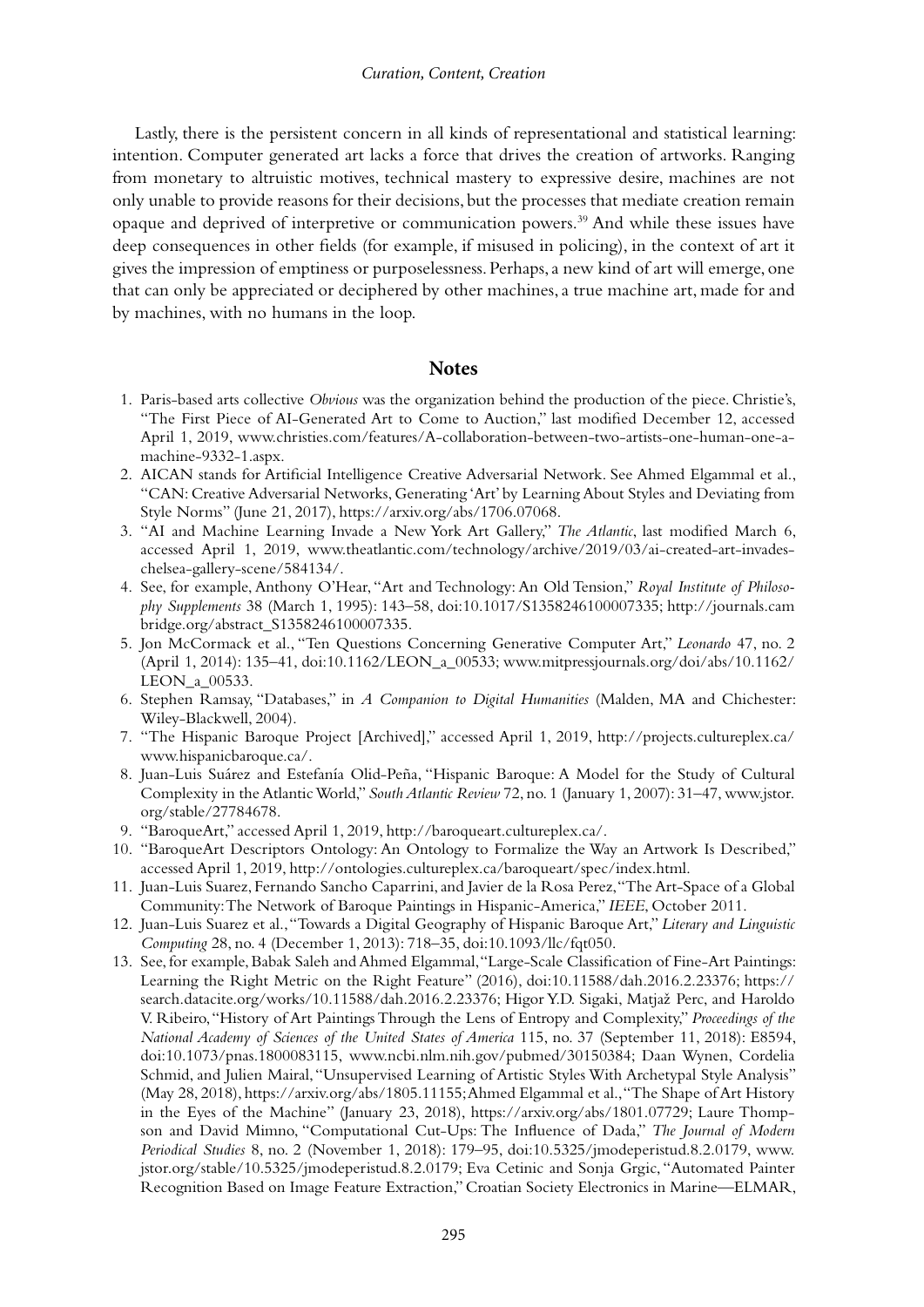Lastly, there is the persistent concern in all kinds of representational and statistical learning: intention. Computer generated art lacks a force that drives the creation of artworks. Ranging from monetary to altruistic motives, technical mastery to expressive desire, machines are not only unable to provide reasons for their decisions, but the processes that mediate creation remain opaque and deprived of interpretive or communication powers.[39] And while these issues have deep consequences in other fields (for example, if misused in policing), in the context of art it gives the impression of emptiness or purposelessness. Perhaps, a new kind of art will emerge, one that can only be appreciated or deciphered by other machines, a true machine art, made for and by machines, with no humans in the loop.

## Notes

1. Paris-based arts collective *Obvious* was the organization behind the production of the piece. Christie's, "The First Piece of AI-Generated Art to Come to Auction," last modified December 12, accessed April 1, 2019, www.christies.com/features/A-collaboration-between-two-artists-one-human-one-a-machine-9332-1.aspx.
2. AICAN stands for Artificial Intelligence Creative Adversarial Network. See Ahmed Elgammal et al., "CAN: Creative Adversarial Networks, Generating 'Art' by Learning About Styles and Deviating from Style Norms" (June 21, 2017), https://arxiv.org/abs/1706.07068.
3. "AI and Machine Learning Invade a New York Art Gallery," *The Atlantic*, last modified March 6, accessed April 1, 2019, www.theatlantic.com/technology/archive/2019/03/ai-created-art-invades-chelsea-gallery-scene/584134/.
4. See, for example, Anthony O'Hear, "Art and Technology: An Old Tension," *Royal Institute of Philosophy Supplements* 38 (March 1, 1995): 143–58, doi:10.1017/S1358246100007335; http://journals.cambridge.org/abstract_S1358246100007335.
5. Jon McCormack et al., "Ten Questions Concerning Generative Computer Art," *Leonardo* 47, no. 2 (April 1, 2014): 135–41, doi:10.1162/LEON_a_00533; www.mitpressjournals.org/doi/abs/10.1162/LEON_a_00533.
6. Stephen Ramsay, "Databases," in *A Companion to Digital Humanities* (Malden, MA and Chichester: Wiley-Blackwell, 2004).
7. "The Hispanic Baroque Project [Archived]," accessed April 1, 2019, http://projects.cultureplex.ca/www.hispanicbaroque.ca/.
8. Juan-Luis Suárez and Estefanía Olid-Peña, "Hispanic Baroque: A Model for the Study of Cultural Complexity in the Atlantic World," *South Atlantic Review* 72, no. 1 (January 1, 2007): 31–47, www.jstor.org/stable/27784678.
9. "BaroqueArt," accessed April 1, 2019, http://baroqueart.cultureplex.ca/.
10. "BaroqueArt Descriptors Ontology: An Ontology to Formalize the Way an Artwork Is Described," accessed April 1, 2019, http://ontologies.cultureplex.ca/baroqueart/spec/index.html.
11. Juan-Luis Suarez, Fernando Sancho Caparrini, and Javier de la Rosa Perez, "The Art-Space of a Global Community: The Network of Baroque Paintings in Hispanic-America," *IEEE*, October 2011.
12. Juan-Luis Suarez et al., "Towards a Digital Geography of Hispanic Baroque Art," *Literary and Linguistic Computing* 28, no. 4 (December 1, 2013): 718–35, doi:10.1093/llc/fqt050.
13. See, for example, Babak Saleh and Ahmed Elgammal, "Large-Scale Classification of Fine-Art Paintings: Learning the Right Metric on the Right Feature" (2016), doi:10.11588/dah.2016.2.23376; https://search.datacite.org/works/10.11588/dah.2016.2.23376; Higor Y.D. Sigaki, Matjaž Perc, and Haroldo V. Ribeiro, "History of Art Paintings Through the Lens of Entropy and Complexity," *Proceedings of the National Academy of Sciences of the United States of America* 115, no. 37 (September 11, 2018): E8594, doi:10.1073/pnas.1800083115, www.ncbi.nlm.nih.gov/pubmed/30150384; Daan Wynen, Cordelia Schmid, and Julien Mairal, "Unsupervised Learning of Artistic Styles With Archetypal Style Analysis" (May 28, 2018), https://arxiv.org/abs/1805.11155; Ahmed Elgammal et al., "The Shape of Art History in the Eyes of the Machine" (January 23, 2018), https://arxiv.org/abs/1801.07729; Laure Thompson and David Mimno, "Computational Cut-Ups: The Influence of Dada," *The Journal of Modern Periodical Studies* 8, no. 2 (November 1, 2018): 179–95, doi:10.5325/jmodeperistud.8.2.0179, www.jstor.org/stable/10.5325/jmodeperistud.8.2.0179; Eva Cetinic and Sonja Grgic, "Automated Painter Recognition Based on Image Feature Extraction," Croatian Society Electronics in Marine—ELMAR,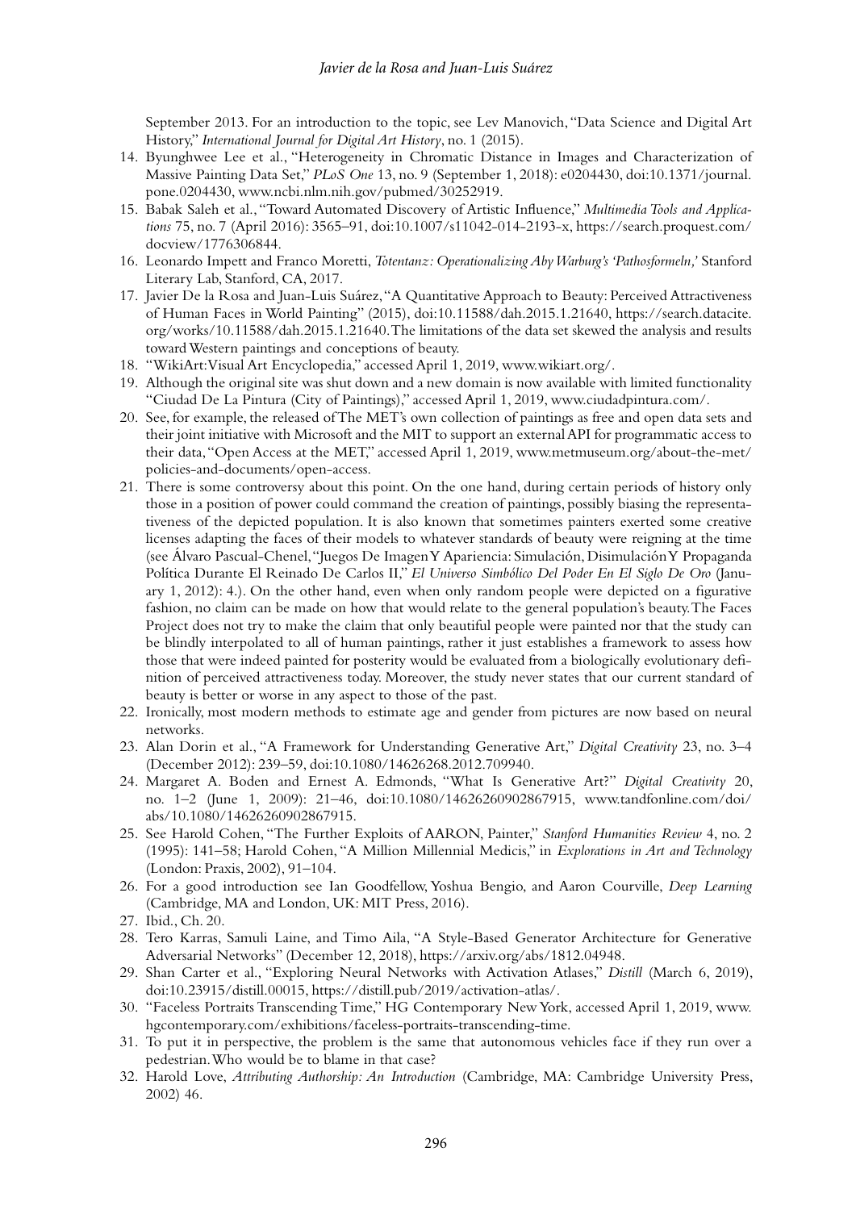September 2013. For an introduction to the topic, see Lev Manovich, "Data Science and Digital Art History," *International Journal for Digital Art History*, no. 1 (2015).

14. Byunghwee Lee et al., "Heterogeneity in Chromatic Distance in Images and Characterization of Massive Painting Data Set," *PLoS One* 13, no. 9 (September 1, 2018): e0204430, doi:10.1371/journal.pone.0204430, www.ncbi.nlm.nih.gov/pubmed/30252919.
15. Babak Saleh et al., "Toward Automated Discovery of Artistic Influence," *Multimedia Tools and Applications* 75, no. 7 (April 2016): 3565–91, doi:10.1007/s11042-014-2193-x, https://search.proquest.com/docview/1776306844.
16. Leonardo Impett and Franco Moretti, *Totentanz: Operationalizing Aby Warburg's 'Pathosformeln,'* Stanford Literary Lab, Stanford, CA, 2017.
17. Javier De la Rosa and Juan-Luis Suárez, "A Quantitative Approach to Beauty: Perceived Attractiveness of Human Faces in World Painting" (2015), doi:10.11588/dah.2015.1.21640, https://search.datacite.org/works/10.11588/dah.2015.1.21640. The limitations of the data set skewed the analysis and results toward Western paintings and conceptions of beauty.
18. "WikiArt: Visual Art Encyclopedia," accessed April 1, 2019, www.wikiart.org/.
19. Although the original site was shut down and a new domain is now available with limited functionality "Ciudad De La Pintura (City of Paintings)," accessed April 1, 2019, www.ciudadpintura.com/.
20. See, for example, the released of The MET's own collection of paintings as free and open data sets and their joint initiative with Microsoft and the MIT to support an external API for programmatic access to their data, "Open Access at the MET," accessed April 1, 2019, www.metmuseum.org/about-the-met/policies-and-documents/open-access.
21. There is some controversy about this point. On the one hand, during certain periods of history only those in a position of power could command the creation of paintings, possibly biasing the representativeness of the depicted population. It is also known that sometimes painters exerted some creative licenses adapting the faces of their models to whatever standards of beauty were reigning at the time (see Álvaro Pascual-Chenel, "Juegos De Imagen Y Apariencia: Simulación, Disimulación Y Propaganda Política Durante El Reinado De Carlos II," *El Universo Simbólico Del Poder En El Siglo De Oro* (January 1, 2012): 4.). On the other hand, even when only random people were depicted on a figurative fashion, no claim can be made on how that would relate to the general population's beauty. The Faces Project does not try to make the claim that only beautiful people were painted nor that the study can be blindly interpolated to all of human paintings, rather it just establishes a framework to assess how those that were indeed painted for posterity would be evaluated from a biologically evolutionary definition of perceived attractiveness today. Moreover, the study never states that our current standard of beauty is better or worse in any aspect to those of the past.
22. Ironically, most modern methods to estimate age and gender from pictures are now based on neural networks.
23. Alan Dorin et al., "A Framework for Understanding Generative Art," *Digital Creativity* 23, no. 3–4 (December 2012): 239–59, doi:10.1080/14626268.2012.709940.
24. Margaret A. Boden and Ernest A. Edmonds, "What Is Generative Art?" *Digital Creativity* 20, no. 1–2 (June 1, 2009): 21–46, doi:10.1080/14626260902867915, www.tandfonline.com/doi/abs/10.1080/14626260902867915.
25. See Harold Cohen, "The Further Exploits of AARON, Painter," *Stanford Humanities Review* 4, no. 2 (1995): 141–58; Harold Cohen, "A Million Millennial Medicis," in *Explorations in Art and Technology* (London: Praxis, 2002), 91–104.
26. For a good introduction see Ian Goodfellow, Yoshua Bengio, and Aaron Courville, *Deep Learning* (Cambridge, MA and London, UK: MIT Press, 2016).
27. Ibid., Ch. 20.
28. Tero Karras, Samuli Laine, and Timo Aila, "A Style-Based Generator Architecture for Generative Adversarial Networks" (December 12, 2018), https://arxiv.org/abs/1812.04948.
29. Shan Carter et al., "Exploring Neural Networks with Activation Atlases," *Distill* (March 6, 2019), doi:10.23915/distill.00015, https://distill.pub/2019/activation-atlas/.
30. "Faceless Portraits Transcending Time," HG Contemporary New York, accessed April 1, 2019, www.hgcontemporary.com/exhibitions/faceless-portraits-transcending-time.
31. To put it in perspective, the problem is the same that autonomous vehicles face if they run over a pedestrian. Who would be to blame in that case?
32. Harold Love, *Attributing Authorship: An Introduction* (Cambridge, MA: Cambridge University Press, 2002) 46.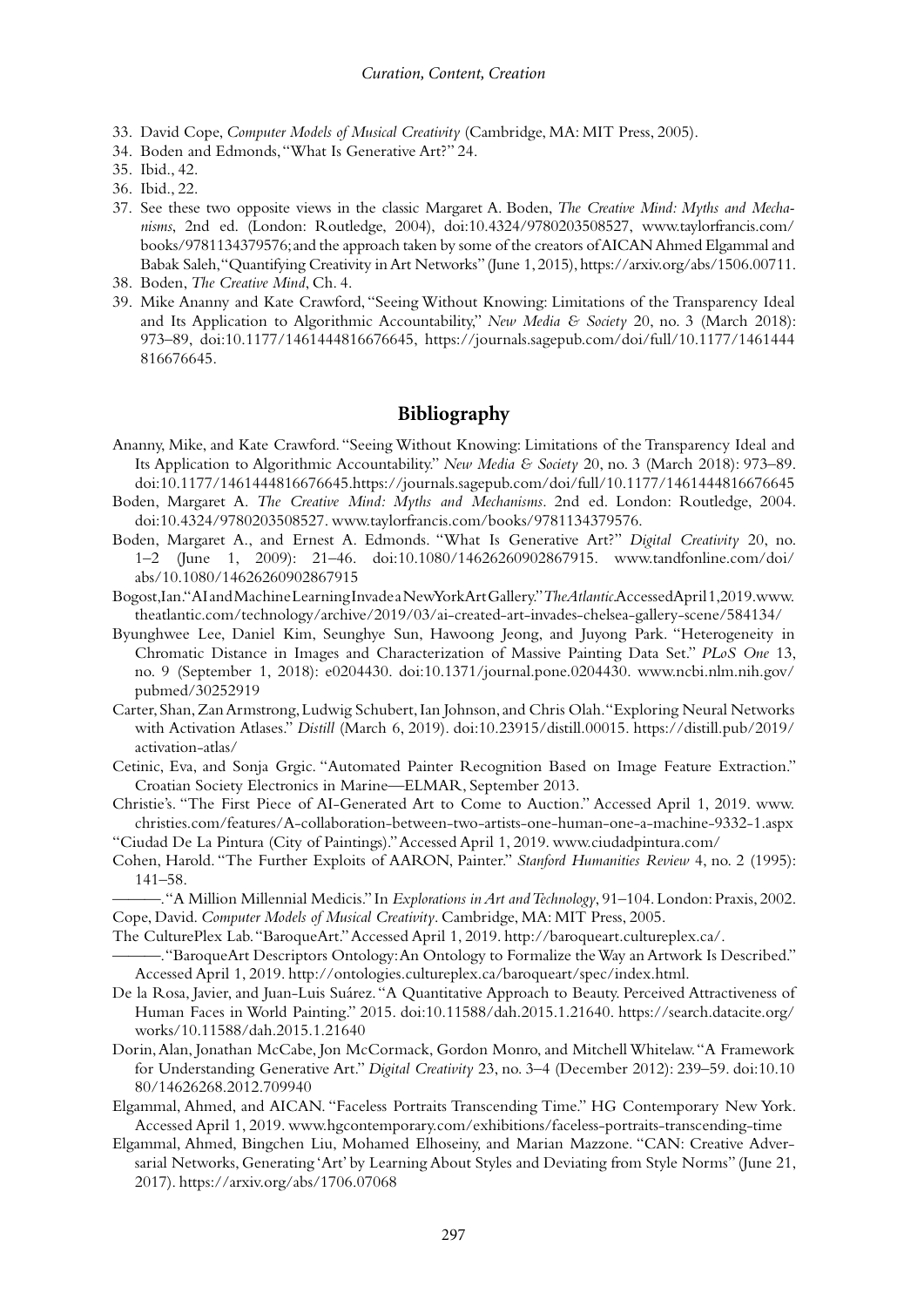33. David Cope, *Computer Models of Musical Creativity* (Cambridge, MA: MIT Press, 2005).
34. Boden and Edmonds, "What Is Generative Art?" 24.
35. Ibid., 42.
36. Ibid., 22.
37. See these two opposite views in the classic Margaret A. Boden, *The Creative Mind: Myths and Mechanisms*, 2nd ed. (London: Routledge, 2004), doi:10.4324/9780203508527, www.taylorfrancis.com/books/9781134379576; and the approach taken by some of the creators of AICAN Ahmed Elgammal and Babak Saleh, "Quantifying Creativity in Art Networks" (June 1, 2015), https://arxiv.org/abs/1506.00711.
38. Boden, *The Creative Mind*, Ch. 4.
39. Mike Ananny and Kate Crawford, "Seeing Without Knowing: Limitations of the Transparency Ideal and Its Application to Algorithmic Accountability," *New Media & Society* 20, no. 3 (March 2018): 973–89, doi:10.1177/1461444816676645, https://journals.sagepub.com/doi/full/10.1177/1461444816676645.

## Bibliography

Ananny, Mike, and Kate Crawford. "Seeing Without Knowing: Limitations of the Transparency Ideal and Its Application to Algorithmic Accountability." *New Media & Society* 20, no. 3 (March 2018): 973–89. doi:10.1177/1461444816676645.https://journals.sagepub.com/doi/full/10.1177/1461444816676645

Boden, Margaret A. *The Creative Mind: Myths and Mechanisms*. 2nd ed. London: Routledge, 2004. doi:10.4324/9780203508527. www.taylorfrancis.com/books/9781134379576.

Boden, Margaret A., and Ernest A. Edmonds. "What Is Generative Art?" *Digital Creativity* 20, no. 1–2 (June 1, 2009): 21–46. doi:10.1080/14626260902867915. www.tandfonline.com/doi/abs/10.1080/14626260902867915

Bogost, Ian. "AI and Machine Learning Invade a New York Art Gallery." *The Atlantic*. Accessed April 1, 2019. www.theatlantic.com/technology/archive/2019/03/ai-created-art-invades-chelsea-gallery-scene/584134/

Byunghwee Lee, Daniel Kim, Seunghye Sun, Hawoong Jeong, and Juyong Park. "Heterogeneity in Chromatic Distance in Images and Characterization of Massive Painting Data Set." *PLoS One* 13, no. 9 (September 1, 2018): e0204430. doi:10.1371/journal.pone.0204430. www.ncbi.nlm.nih.gov/pubmed/30252919

Carter, Shan, Zan Armstrong, Ludwig Schubert, Ian Johnson, and Chris Olah. "Exploring Neural Networks with Activation Atlases." *Distill* (March 6, 2019). doi:10.23915/distill.00015. https://distill.pub/2019/activation-atlas/

Cetinic, Eva, and Sonja Grgic. "Automated Painter Recognition Based on Image Feature Extraction." Croatian Society Electronics in Marine—ELMAR, September 2013.

Christie's. "The First Piece of AI-Generated Art to Come to Auction." Accessed April 1, 2019. www.christies.com/features/A-collaboration-between-two-artists-one-human-one-a-machine-9332-1.aspx

"Ciudad De La Pintura (City of Paintings)." Accessed April 1, 2019. www.ciudadpintura.com/

Cohen, Harold. "The Further Exploits of AARON, Painter." *Stanford Humanities Review* 4, no. 2 (1995): 141–58.

———. "A Million Millennial Medicis." In *Explorations in Art and Technology*, 91–104. London: Praxis, 2002.

Cope, David. *Computer Models of Musical Creativity*. Cambridge, MA: MIT Press, 2005.

The CulturePlex Lab. "BaroqueArt." Accessed April 1, 2019. http://baroqueart.cultureplex.ca/.

———. "BaroqueArt Descriptors Ontology: An Ontology to Formalize the Way an Artwork Is Described." Accessed April 1, 2019. http://ontologies.cultureplex.ca/baroqueart/spec/index.html.

De la Rosa, Javier, and Juan-Luis Suárez. "A Quantitative Approach to Beauty. Perceived Attractiveness of Human Faces in World Painting." 2015. doi:10.11588/dah.2015.1.21640. https://search.datacite.org/works/10.11588/dah.2015.1.21640

Dorin, Alan, Jonathan McCabe, Jon McCormack, Gordon Monro, and Mitchell Whitelaw. "A Framework for Understanding Generative Art." *Digital Creativity* 23, no. 3–4 (December 2012): 239–59. doi:10.1080/14626268.2012.709940

Elgammal, Ahmed, and AICAN. "Faceless Portraits Transcending Time." HG Contemporary New York. Accessed April 1, 2019. www.hgcontemporary.com/exhibitions/faceless-portraits-transcending-time

Elgammal, Ahmed, Bingchen Liu, Mohamed Elhoseiny, and Marian Mazzone. "CAN: Creative Adversarial Networks, Generating 'Art' by Learning About Styles and Deviating from Style Norms" (June 21, 2017). https://arxiv.org/abs/1706.07068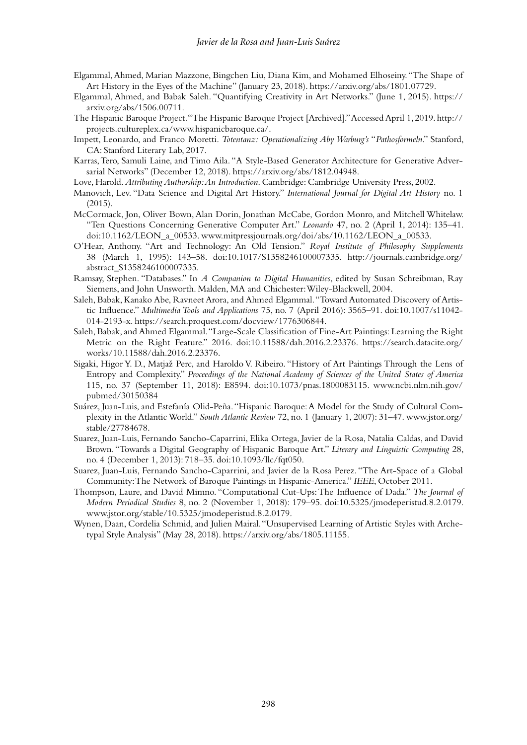Elgammal, Ahmed, Marian Mazzone, Bingchen Liu, Diana Kim, and Mohamed Elhoseiny. "The Shape of Art History in the Eyes of the Machine" (January 23, 2018). https://arxiv.org/abs/1801.07729.

Elgammal, Ahmed, and Babak Saleh. "Quantifying Creativity in Art Networks." (June 1, 2015). https://arxiv.org/abs/1506.00711.

The Hispanic Baroque Project. "The Hispanic Baroque Project [Archived]." Accessed April 1, 2019. http://projects.cultureplex.ca/www.hispanicbaroque.ca/.

Impett, Leonardo, and Franco Moretti. *Totentanz: Operationalizing Aby Warburg's "Pathosformeln."* Stanford, CA: Stanford Literary Lab, 2017.

Karras, Tero, Samuli Laine, and Timo Aila. "A Style-Based Generator Architecture for Generative Adversarial Networks" (December 12, 2018). https://arxiv.org/abs/1812.04948.

Love, Harold. *Attributing Authorship: An Introduction*. Cambridge: Cambridge University Press, 2002.

Manovich, Lev. "Data Science and Digital Art History." *International Journal for Digital Art History* no. 1 (2015).

McCormack, Jon, Oliver Bown, Alan Dorin, Jonathan McCabe, Gordon Monro, and Mitchell Whitelaw. "Ten Questions Concerning Generative Computer Art." *Leonardo* 47, no. 2 (April 1, 2014): 135–41. doi:10.1162/LEON_a_00533. www.mitpressjournals.org/doi/abs/10.1162/LEON_a_00533.

O'Hear, Anthony. "Art and Technology: An Old Tension." *Royal Institute of Philosophy Supplements* 38 (March 1, 1995): 143–58. doi:10.1017/S1358246100007335. http://journals.cambridge.org/abstract_S1358246100007335.

Ramsay, Stephen. "Databases." In *A Companion to Digital Humanities*, edited by Susan Schreibman, Ray Siemens, and John Unsworth. Malden, MA and Chichester: Wiley-Blackwell, 2004.

Saleh, Babak, Kanako Abe, Ravneet Arora, and Ahmed Elgammal. "Toward Automated Discovery of Artistic Influence." *Multimedia Tools and Applications* 75, no. 7 (April 2016): 3565–91. doi:10.1007/s11042-014-2193-x. https://search.proquest.com/docview/1776306844.

Saleh, Babak, and Ahmed Elgammal. "Large-Scale Classification of Fine-Art Paintings: Learning the Right Metric on the Right Feature." 2016. doi:10.11588/dah.2016.2.23376. https://search.datacite.org/works/10.11588/dah.2016.2.23376.

Sigaki, Higor Y. D., Matjaž Perc, and Haroldo V. Ribeiro. "History of Art Paintings Through the Lens of Entropy and Complexity." *Proceedings of the National Academy of Sciences of the United States of America* 115, no. 37 (September 11, 2018): E8594. doi:10.1073/pnas.1800083115. www.ncbi.nlm.nih.gov/pubmed/30150384

Suárez, Juan-Luis, and Estefanía Olid-Peña. "Hispanic Baroque: A Model for the Study of Cultural Complexity in the Atlantic World." *South Atlantic Review* 72, no. 1 (January 1, 2007): 31–47. www.jstor.org/stable/27784678.

Suarez, Juan-Luis, Fernando Sancho-Caparrini, Elika Ortega, Javier de la Rosa, Natalia Caldas, and David Brown. "Towards a Digital Geography of Hispanic Baroque Art." *Literary and Linguistic Computing* 28, no. 4 (December 1, 2013): 718–35. doi:10.1093/llc/fqt050.

Suarez, Juan-Luis, Fernando Sancho-Caparrini, and Javier de la Rosa Perez. "The Art-Space of a Global Community: The Network of Baroque Paintings in Hispanic-America." *IEEE*, October 2011.

Thompson, Laure, and David Mimno. "Computational Cut-Ups: The Influence of Dada." *The Journal of Modern Periodical Studies* 8, no. 2 (November 1, 2018): 179–95. doi:10.5325/jmodeperistud.8.2.0179. www.jstor.org/stable/10.5325/jmodeperistud.8.2.0179.

Wynen, Daan, Cordelia Schmid, and Julien Mairal. "Unsupervised Learning of Artistic Styles with Archetypal Style Analysis" (May 28, 2018). https://arxiv.org/abs/1805.11155.